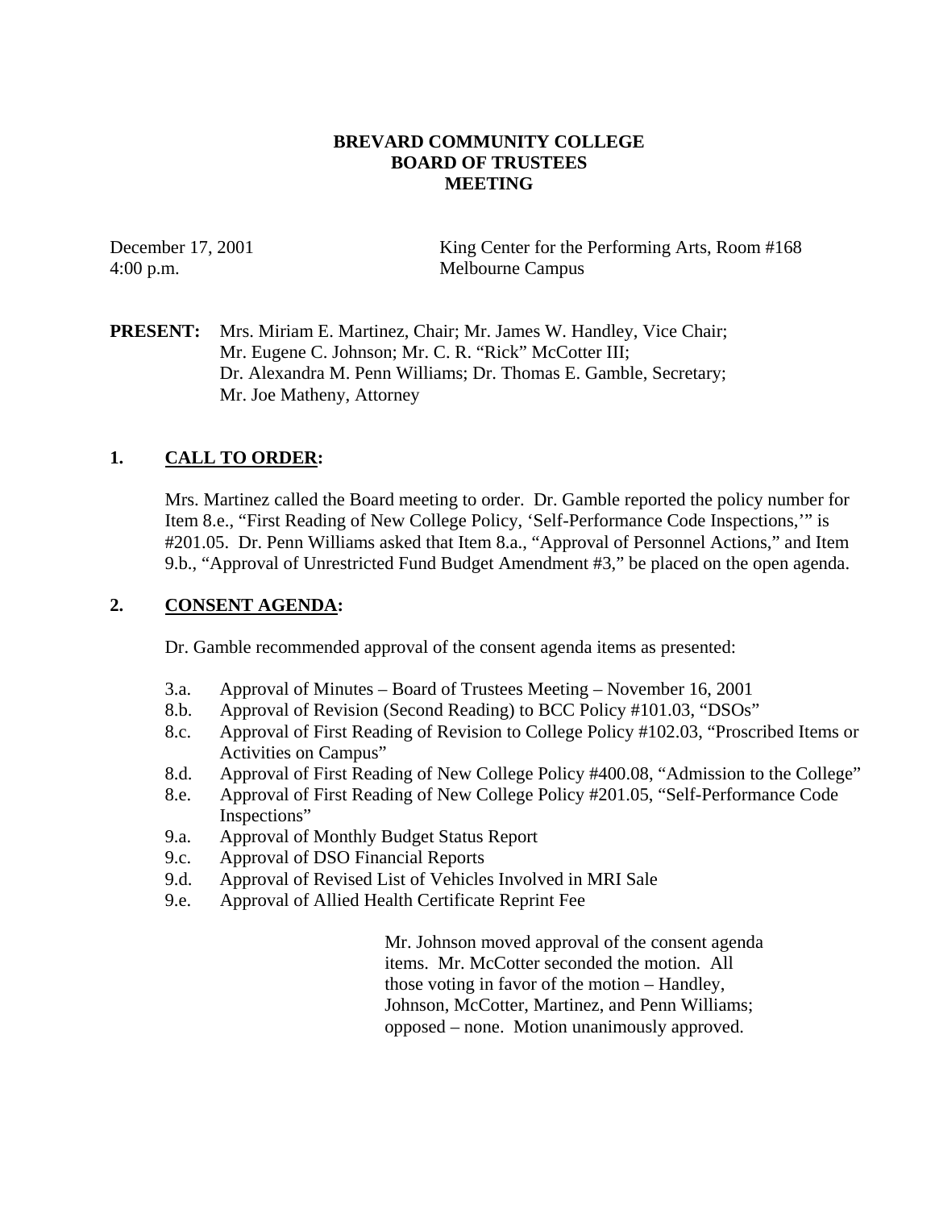# BREVARD COMMUNITY COLLEGE
# BOARD OF TRUSTEES
# MEETING

December 17, 2001
4:00 p.m.

King Center for the Performing Arts, Room #168
Melbourne Campus

**PRESENT:** Mrs. Miriam E. Martinez, Chair; Mr. James W. Handley, Vice Chair; Mr. Eugene C. Johnson; Mr. C. R. "Rick" McCotter III; Dr. Alexandra M. Penn Williams; Dr. Thomas E. Gamble, Secretary; Mr. Joe Matheny, Attorney

## 1. CALL TO ORDER:

Mrs. Martinez called the Board meeting to order. Dr. Gamble reported the policy number for Item 8.e., "First Reading of New College Policy, 'Self-Performance Code Inspections,'" is #201.05. Dr. Penn Williams asked that Item 8.a., "Approval of Personnel Actions," and Item 9.b., "Approval of Unrestricted Fund Budget Amendment #3," be placed on the open agenda.

## 2. CONSENT AGENDA:

Dr. Gamble recommended approval of the consent agenda items as presented:

- 3.a. Approval of Minutes – Board of Trustees Meeting – November 16, 2001
- 8.b. Approval of Revision (Second Reading) to BCC Policy #101.03, "DSOs"
- 8.c. Approval of First Reading of Revision to College Policy #102.03, "Proscribed Items or Activities on Campus"
- 8.d. Approval of First Reading of New College Policy #400.08, "Admission to the College"
- 8.e. Approval of First Reading of New College Policy #201.05, "Self-Performance Code Inspections"
- 9.a. Approval of Monthly Budget Status Report
- 9.c. Approval of DSO Financial Reports
- 9.d. Approval of Revised List of Vehicles Involved in MRI Sale
- 9.e. Approval of Allied Health Certificate Reprint Fee

Mr. Johnson moved approval of the consent agenda items. Mr. McCotter seconded the motion. All those voting in favor of the motion – Handley, Johnson, McCotter, Martinez, and Penn Williams; opposed – none. Motion unanimously approved.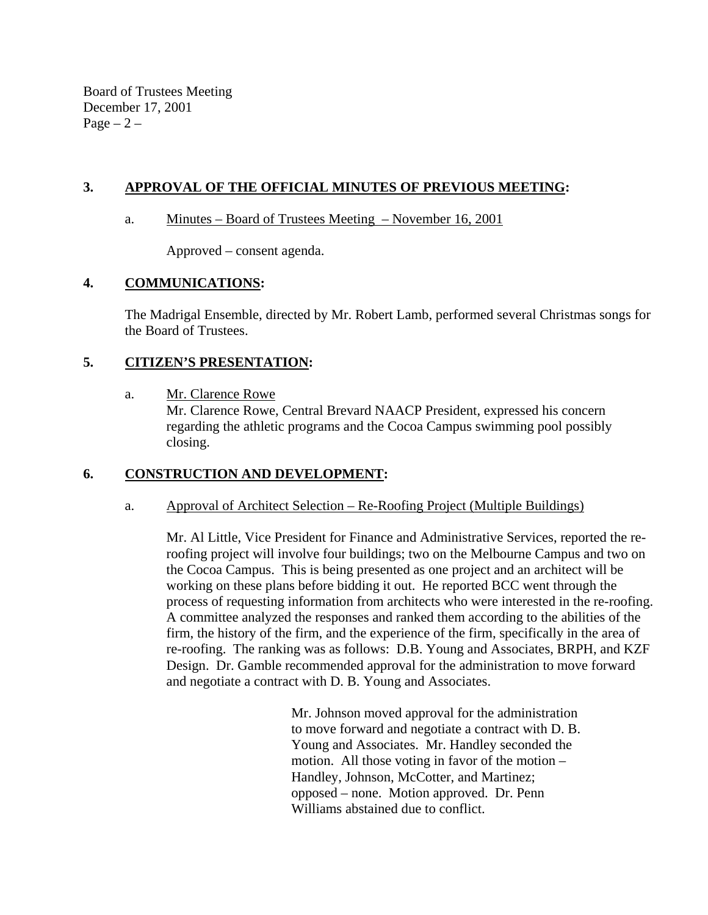## 3. **APPROVAL OF THE OFFICIAL MINUTES OF PREVIOUS MEETING:**

a. Minutes – Board of Trustees Meeting – November 16, 2001

Approved – consent agenda.

## 4. **COMMUNICATIONS:**

The Madrigal Ensemble, directed by Mr. Robert Lamb, performed several Christmas songs for the Board of Trustees.

## 5. **CITIZEN'S PRESENTATION:**

a. Mr. Clarence Rowe

Mr. Clarence Rowe, Central Brevard NAACP President, expressed his concern regarding the athletic programs and the Cocoa Campus swimming pool possibly closing.

## 6. **CONSTRUCTION AND DEVELOPMENT:**

a. Approval of Architect Selection – Re-Roofing Project (Multiple Buildings)

Mr. Al Little, Vice President for Finance and Administrative Services, reported the re-roofing project will involve four buildings; two on the Melbourne Campus and two on the Cocoa Campus. This is being presented as one project and an architect will be working on these plans before bidding it out. He reported BCC went through the process of requesting information from architects who were interested in the re-roofing. A committee analyzed the responses and ranked them according to the abilities of the firm, the history of the firm, and the experience of the firm, specifically in the area of re-roofing. The ranking was as follows: D.B. Young and Associates, BRPH, and KZF Design. Dr. Gamble recommended approval for the administration to move forward and negotiate a contract with D. B. Young and Associates.

Mr. Johnson moved approval for the administration to move forward and negotiate a contract with D. B. Young and Associates. Mr. Handley seconded the motion. All those voting in favor of the motion – Handley, Johnson, McCotter, and Martinez; opposed – none. Motion approved. Dr. Penn Williams abstained due to conflict.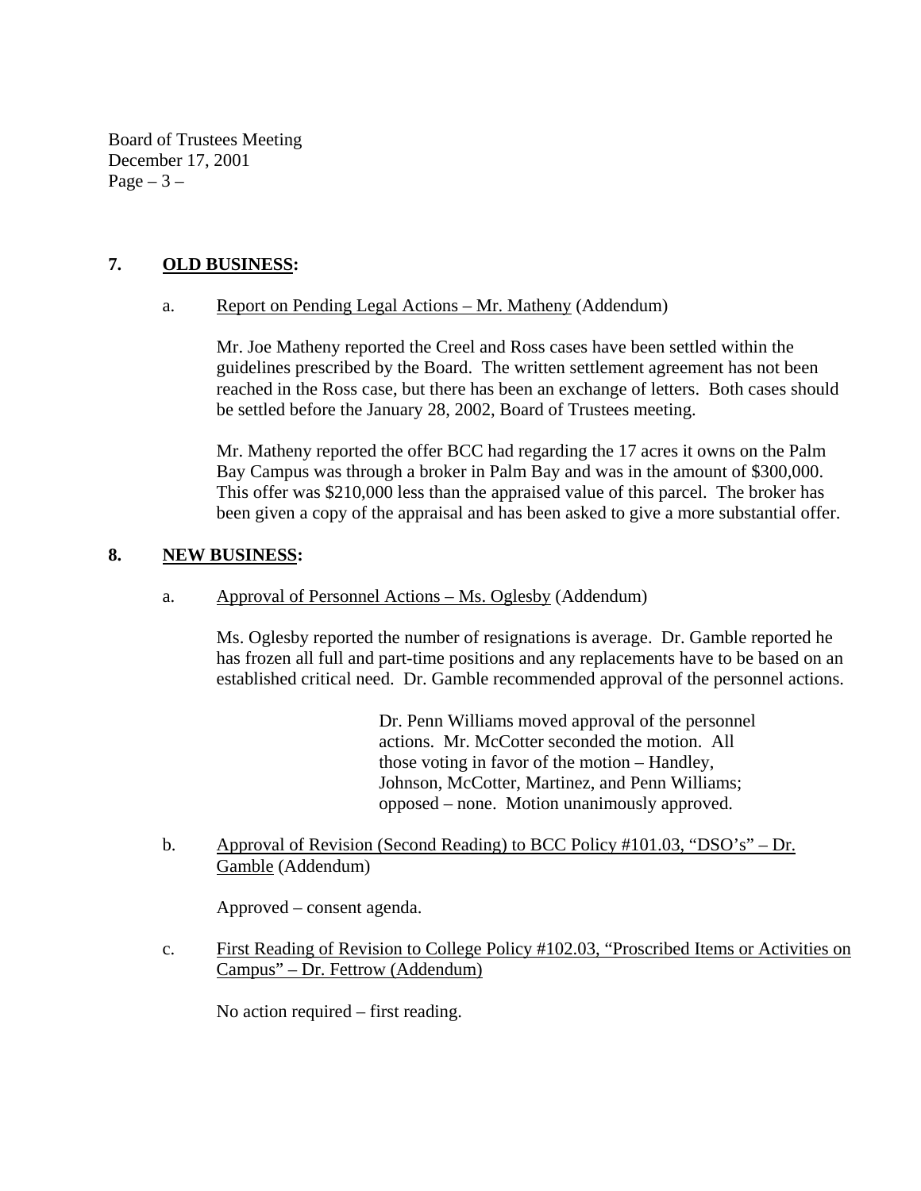## 7. **OLD BUSINESS:**

a. Report on Pending Legal Actions – Mr. Matheny (Addendum)

Mr. Joe Matheny reported the Creel and Ross cases have been settled within the guidelines prescribed by the Board. The written settlement agreement has not been reached in the Ross case, but there has been an exchange of letters. Both cases should be settled before the January 28, 2002, Board of Trustees meeting.

Mr. Matheny reported the offer BCC had regarding the 17 acres it owns on the Palm Bay Campus was through a broker in Palm Bay and was in the amount of $300,000. This offer was $210,000 less than the appraised value of this parcel. The broker has been given a copy of the appraisal and has been asked to give a more substantial offer.

## 8. **NEW BUSINESS:**

a. Approval of Personnel Actions – Ms. Oglesby (Addendum)

Ms. Oglesby reported the number of resignations is average. Dr. Gamble reported he has frozen all full and part-time positions and any replacements have to be based on an established critical need. Dr. Gamble recommended approval of the personnel actions.

> Dr. Penn Williams moved approval of the personnel actions. Mr. McCotter seconded the motion. All those voting in favor of the motion – Handley, Johnson, McCotter, Martinez, and Penn Williams; opposed – none. Motion unanimously approved.

b. Approval of Revision (Second Reading) to BCC Policy #101.03, "DSO's" – Dr. Gamble (Addendum)

Approved – consent agenda.

c. First Reading of Revision to College Policy #102.03, "Proscribed Items or Activities on Campus" – Dr. Fettrow (Addendum)

No action required – first reading.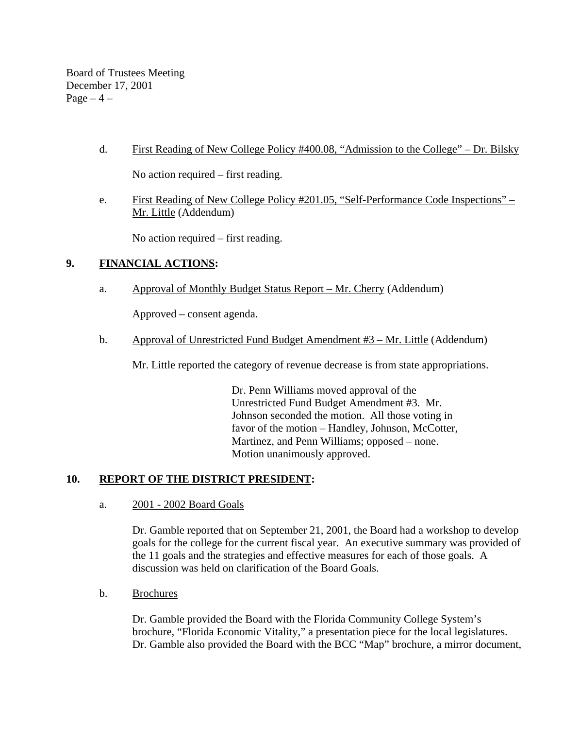d. First Reading of New College Policy #400.08, "Admission to the College" – Dr. Bilsky

No action required – first reading.

e. First Reading of New College Policy #201.05, "Self-Performance Code Inspections" – Mr. Little (Addendum)

No action required – first reading.

**9. FINANCIAL ACTIONS:**

a. Approval of Monthly Budget Status Report – Mr. Cherry (Addendum)

Approved – consent agenda.

b. Approval of Unrestricted Fund Budget Amendment #3 – Mr. Little (Addendum)

Mr. Little reported the category of revenue decrease is from state appropriations.

> Dr. Penn Williams moved approval of the Unrestricted Fund Budget Amendment #3. Mr. Johnson seconded the motion. All those voting in favor of the motion – Handley, Johnson, McCotter, Martinez, and Penn Williams; opposed – none. Motion unanimously approved.

**10. REPORT OF THE DISTRICT PRESIDENT:**

a. 2001 - 2002 Board Goals

Dr. Gamble reported that on September 21, 2001, the Board had a workshop to develop goals for the college for the current fiscal year. An executive summary was provided of the 11 goals and the strategies and effective measures for each of those goals. A discussion was held on clarification of the Board Goals.

b. Brochures

Dr. Gamble provided the Board with the Florida Community College System's brochure, "Florida Economic Vitality," a presentation piece for the local legislatures. Dr. Gamble also provided the Board with the BCC "Map" brochure, a mirror document,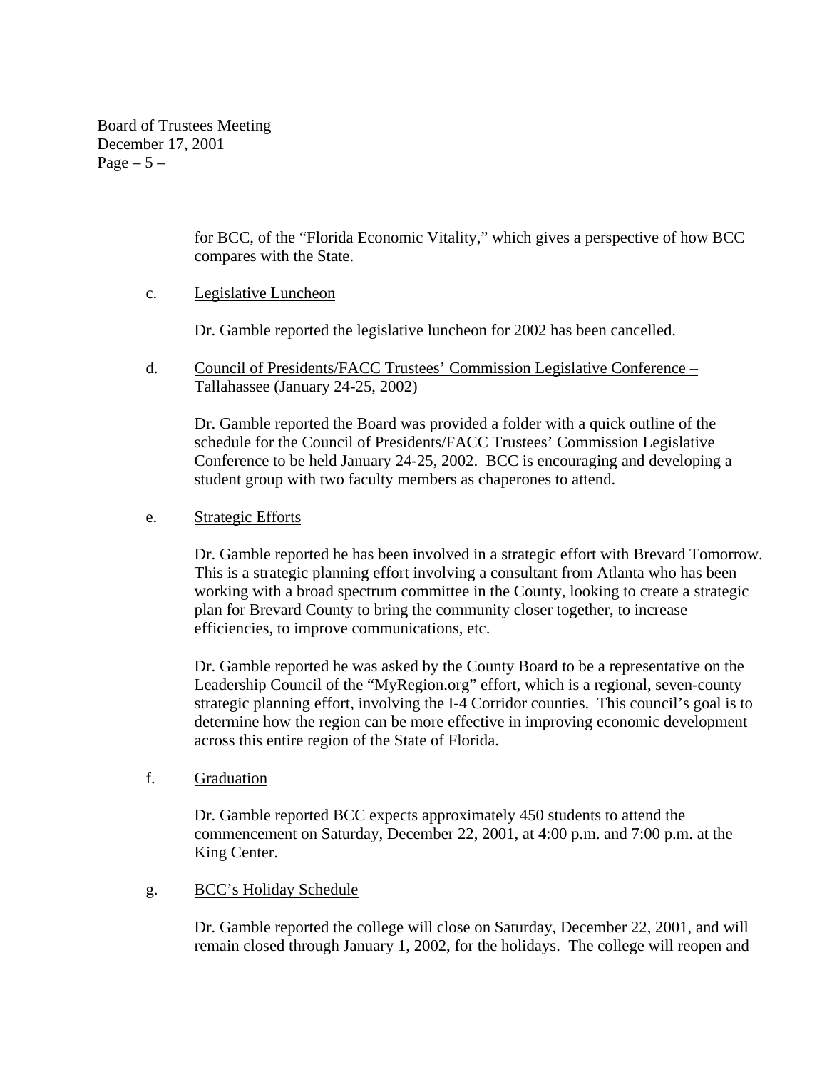for BCC, of the "Florida Economic Vitality," which gives a perspective of how BCC compares with the State.

c. Legislative Luncheon

Dr. Gamble reported the legislative luncheon for 2002 has been cancelled.

d. Council of Presidents/FACC Trustees' Commission Legislative Conference – Tallahassee (January 24-25, 2002)

Dr. Gamble reported the Board was provided a folder with a quick outline of the schedule for the Council of Presidents/FACC Trustees' Commission Legislative Conference to be held January 24-25, 2002. BCC is encouraging and developing a student group with two faculty members as chaperones to attend.

e. Strategic Efforts

Dr. Gamble reported he has been involved in a strategic effort with Brevard Tomorrow. This is a strategic planning effort involving a consultant from Atlanta who has been working with a broad spectrum committee in the County, looking to create a strategic plan for Brevard County to bring the community closer together, to increase efficiencies, to improve communications, etc.

Dr. Gamble reported he was asked by the County Board to be a representative on the Leadership Council of the "MyRegion.org" effort, which is a regional, seven-county strategic planning effort, involving the I-4 Corridor counties. This council's goal is to determine how the region can be more effective in improving economic development across this entire region of the State of Florida.

f. Graduation

Dr. Gamble reported BCC expects approximately 450 students to attend the commencement on Saturday, December 22, 2001, at 4:00 p.m. and 7:00 p.m. at the King Center.

g. BCC's Holiday Schedule

Dr. Gamble reported the college will close on Saturday, December 22, 2001, and will remain closed through January 1, 2002, for the holidays. The college will reopen and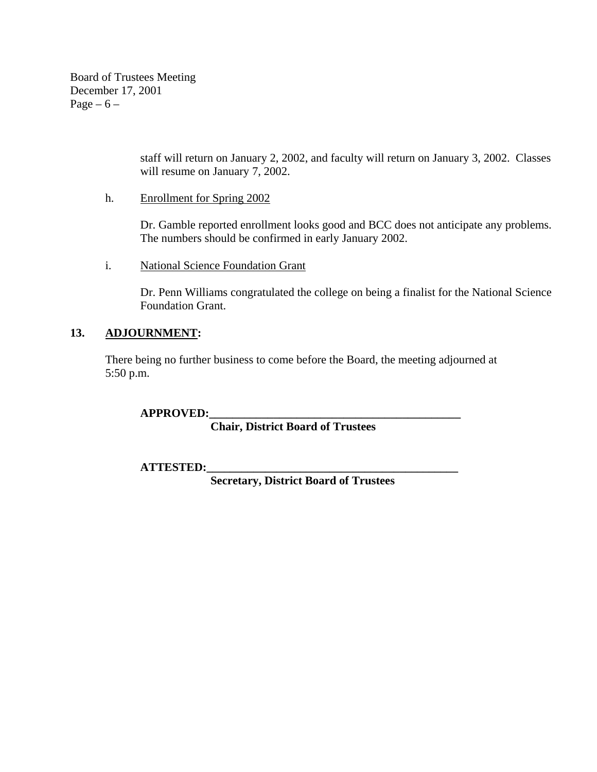staff will return on January 2, 2002, and faculty will return on January 3, 2002. Classes will resume on January 7, 2002.

h. Enrollment for Spring 2002

Dr. Gamble reported enrollment looks good and BCC does not anticipate any problems. The numbers should be confirmed in early January 2002.

i. National Science Foundation Grant

Dr. Penn Williams congratulated the college on being a finalist for the National Science Foundation Grant.

**13. ADJOURNMENT:**

There being no further business to come before the Board, the meeting adjourned at 5:50 p.m.

**APPROVED:_____________________________________________**
**Chair, District Board of Trustees**

**ATTESTED:_____________________________________________**
**Secretary, District Board of Trustees**